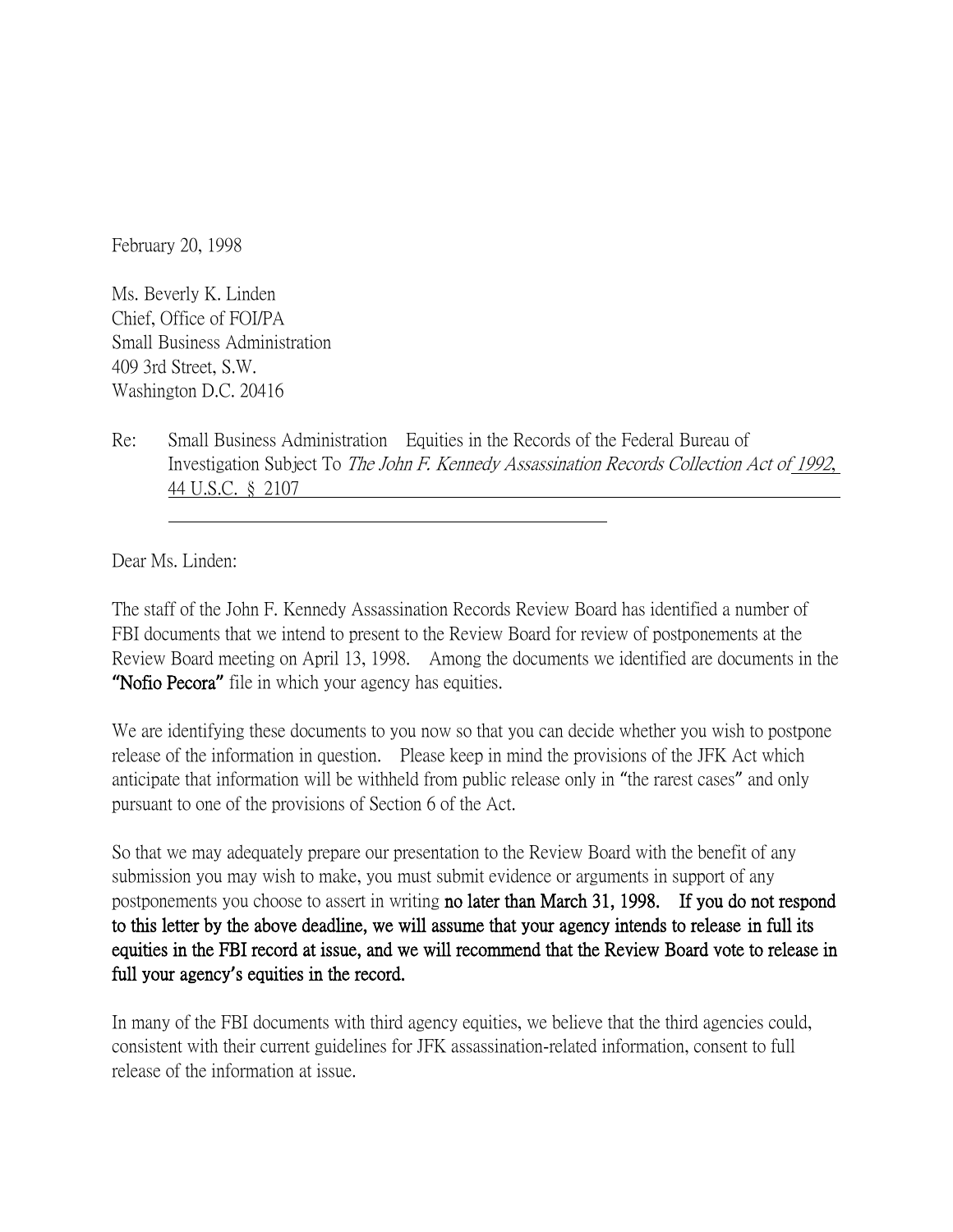February 20, 1998

Ms. Beverly K. Linden
Chief, Office of FOI/PA
Small Business Administration
409 3rd Street, S.W.
Washington D.C. 20416

Re: Small Business Administration Equities in the Records of the Federal Bureau of Investigation Subject To *The John F. Kennedy Assassination Records Collection Act of 1992*, 44 U.S.C. § 2107

Dear Ms. Linden:

The staff of the John F. Kennedy Assassination Records Review Board has identified a number of FBI documents that we intend to present to the Review Board for review of postponements at the Review Board meeting on April 13, 1998. Among the documents we identified are documents in the **"Nofio Pecora"** file in which your agency has equities.

We are identifying these documents to you now so that you can decide whether you wish to postpone release of the information in question. Please keep in mind the provisions of the JFK Act which anticipate that information will be withheld from public release only in "the rarest cases" and only pursuant to one of the provisions of Section 6 of the Act.

So that we may adequately prepare our presentation to the Review Board with the benefit of any submission you may wish to make, you must submit evidence or arguments in support of any postponements you choose to assert in writing **no later than March 31, 1998. If you do not respond to this letter by the above deadline, we will assume that your agency intends to release in full its equities in the FBI record at issue, and we will recommend that the Review Board vote to release in full your agency's equities in the record.**

In many of the FBI documents with third agency equities, we believe that the third agencies could, consistent with their current guidelines for JFK assassination-related information, consent to full release of the information at issue.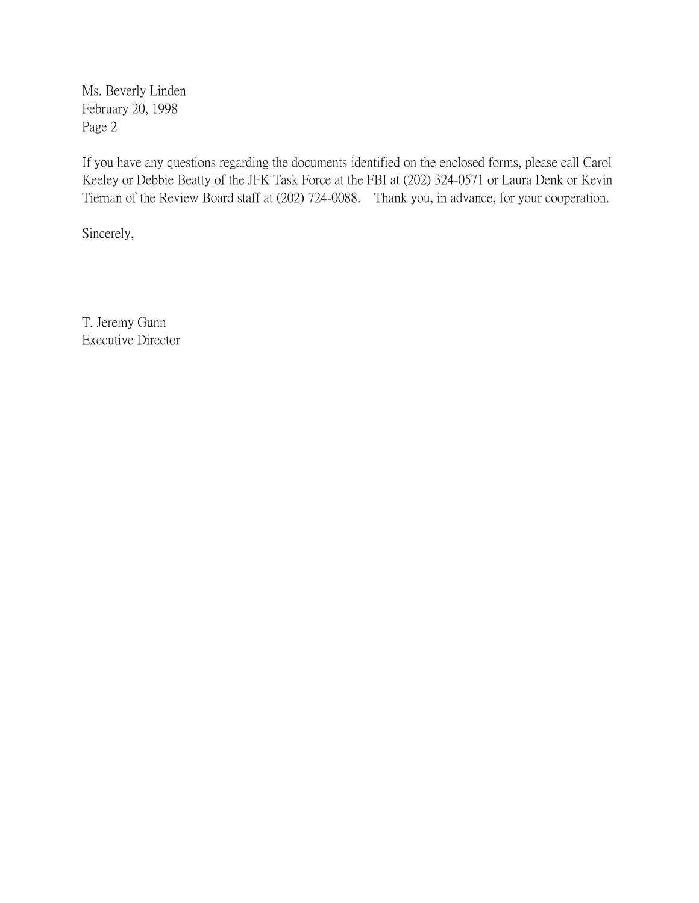Ms. Beverly Linden
February 20, 1998
Page 2

If you have any questions regarding the documents identified on the enclosed forms, please call Carol Keeley or Debbie Beatty of the JFK Task Force at the FBI at (202) 324-0571 or Laura Denk or Kevin Tiernan of the Review Board staff at (202) 724-0088. Thank you, in advance, for your cooperation.

Sincerely,

T. Jeremy Gunn
Executive Director